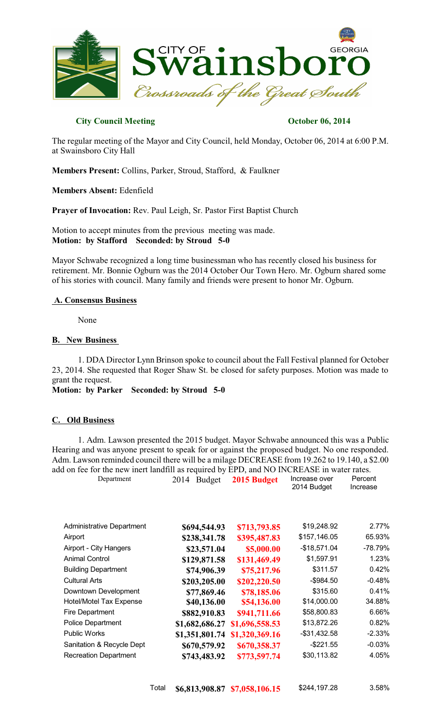# City of Swainsboro Georgia

*Crossroads of the Great South*

**City Council Meeting** **October 06, 2014**

The regular meeting of the Mayor and City Council, held Monday, October 06, 2014 at 6:00 P.M. at Swainsboro City Hall

**Members Present:** Collins, Parker, Stroud, Stafford, & Faulkner

**Members Absent:** Edenfield

**Prayer of Invocation:** Rev. Paul Leigh, Sr. Pastor First Baptist Church

Motion to accept minutes from the previous meeting was made.
**Motion: by Stafford Seconded: by Stroud 5-0**

Mayor Schwabe recognized a long time businessman who has recently closed his business for retirement. Mr. Bonnie Ogburn was the 2014 October Our Town Hero. Mr. Ogburn shared some of his stories with council. Many family and friends were present to honor Mr. Ogburn.

## A. Consensus Business

None

## B. New Business

1. DDA Director Lynn Brinson spoke to council about the Fall Festival planned for October 23, 2014. She requested that Roger Shaw St. be closed for safety purposes. Motion was made to grant the request.

**Motion: by Parker Seconded: by Stroud 5-0**

## C. Old Business

1. Adm. Lawson presented the 2015 budget. Mayor Schwabe announced this was a Public Hearing and was anyone present to speak for or against the proposed budget. No one responded. Adm. Lawson reminded council there will be a milage DECREASE from 19.262 to 19.140, a $2.00 add on fee for the new inert landfill as required by EPD, and NO INCREASE in water rates.

| Department | 2014 Budget | 2015 Budget | Increase over 2014 Budget | Percent Increase |
|---|---|---|---|---|
| Administrative Department | $694,544.93 | $713,793.85 | $19,248.92 | 2.77% |
| Airport | $238,341.78 | $395,487.83 | $157,146.05 | 65.93% |
| Airport - City Hangers | $23,571.04 | $5,000.00 | -$18,571.04 | -78.79% |
| Animal Control | $129,871.58 | $131,469.49 | $1,597.91 | 1.23% |
| Building Department | $74,906.39 | $75,217.96 | $311.57 | 0.42% |
| Cultural Arts | $203,205.00 | $202,220.50 | -$984.50 | -0.48% |
| Downtown Development | $77,869.46 | $78,185.06 | $315.60 | 0.41% |
| Hotel/Motel Tax Expense | $40,136.00 | $54,136.00 | $14,000.00 | 34.88% |
| Fire Department | $882,910.83 | $941,711.66 | $58,800.83 | 6.66% |
| Police Department | $1,682,686.27 | $1,696,558.53 | $13,872.26 | 0.82% |
| Public Works | $1,351,801.74 | $1,320,369.16 | -$31,432.58 | -2.33% |
| Sanitation & Recycle Dept | $670,579.92 | $670,358.37 | -$221.55 | -0.03% |
| Recreation Department | $743,483.92 | $773,597.74 | $30,113.82 | 4.05% |
| Total | $6,813,908.87 | $7,058,106.15 | $244,197.28 | 3.58% |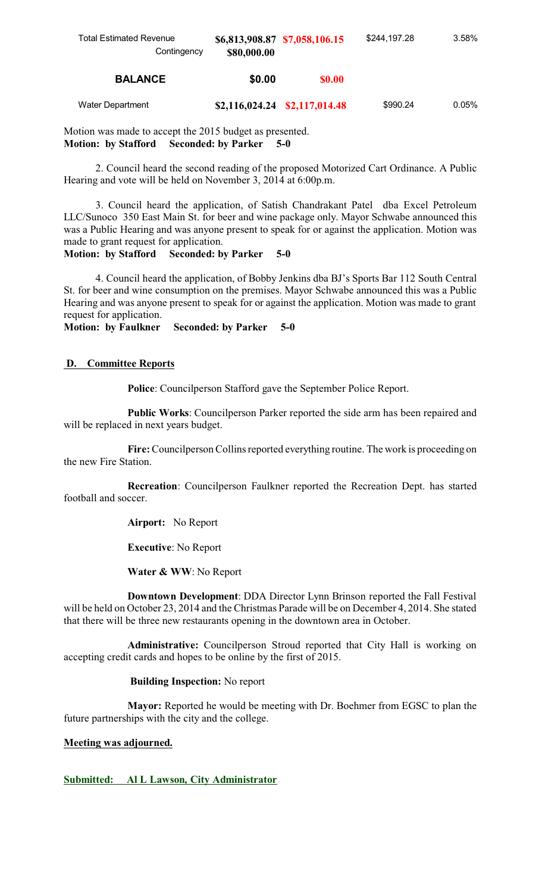| | | | | |
|---|---|---|---|---|
| Total Estimated Revenue | $6,813,908.87 | $7,058,106.15 | $244,197.28 | 3.58% |
| Contingency | $80,000.00 | | | |
| **BALANCE** | $0.00 | $0.00 | | |
| Water Department | $2,116,024.24 | $2,117,014.48 | $990.24 | 0.05% |

Motion was made to accept the 2015 budget as presented.
**Motion: by Stafford  Seconded: by Parker  5-0**

2. Council heard the second reading of the proposed Motorized Cart Ordinance. A Public Hearing and vote will be held on November 3, 2014 at 6:00p.m.

3. Council heard the application, of Satish Chandrakant Patel dba Excel Petroleum LLC/Sunoco 350 East Main St. for beer and wine package only. Mayor Schwabe announced this was a Public Hearing and was anyone present to speak for or against the application. Motion was made to grant request for application.
**Motion: by Stafford  Seconded: by Parker  5-0**

4. Council heard the application, of Bobby Jenkins dba BJ's Sports Bar 112 South Central St. for beer and wine consumption on the premises. Mayor Schwabe announced this was a Public Hearing and was anyone present to speak for or against the application. Motion was made to grant request for application.
**Motion: by Faulkner  Seconded: by Parker  5-0**

## D. Committee Reports

**Police**: Councilperson Stafford gave the September Police Report.

**Public Works**: Councilperson Parker reported the side arm has been repaired and will be replaced in next years budget.

**Fire:** Councilperson Collins reported everything routine. The work is proceeding on the new Fire Station.

**Recreation**: Councilperson Faulkner reported the Recreation Dept. has started football and soccer.

**Airport:** No Report

**Executive**: No Report

**Water & WW**: No Report

**Downtown Development**: DDA Director Lynn Brinson reported the Fall Festival will be held on October 23, 2014 and the Christmas Parade will be on December 4, 2014. She stated that there will be three new restaurants opening in the downtown area in October.

**Administrative:** Councilperson Stroud reported that City Hall is working on accepting credit cards and hopes to be online by the first of 2015.

**Building Inspection:** No report

**Mayor:** Reported he would be meeting with Dr. Boehmer from EGSC to plan the future partnerships with the city and the college.

**Meeting was adjourned.**

**Submitted:  Al L Lawson, City Administrator**